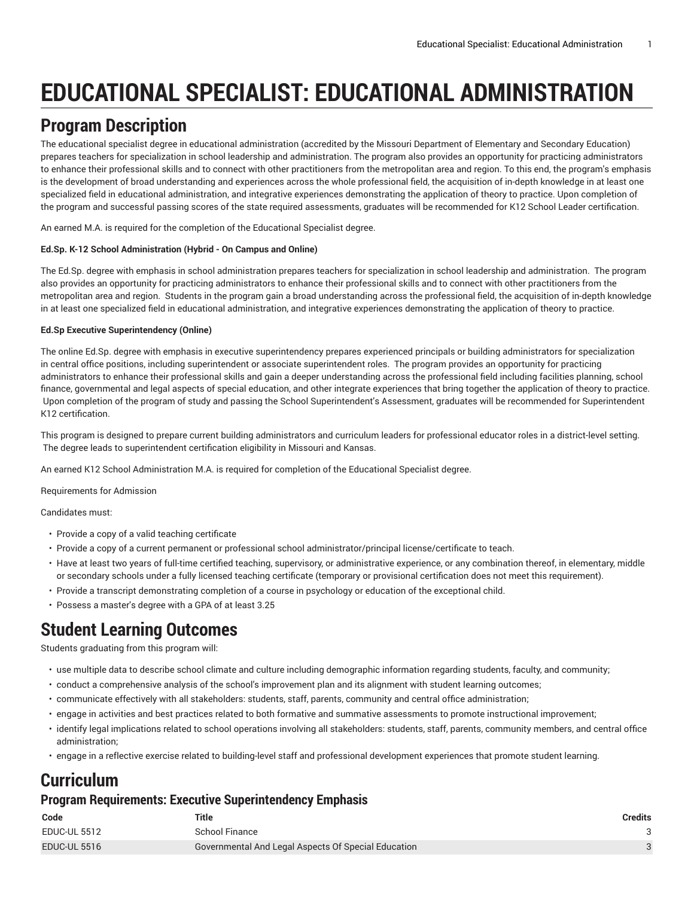# EDUCATIONAL SPECIALIST: EDUCATIONAL ADMINISTRATION

## Program Description

The educational specialist degree in educational administration (accredited by the Missouri Department of Elementary and Secondary Education) prepares teachers for specialization in school leadership and administration. The program also provides an opportunity for practicing administrators to enhance their professional skills and to connect with other practitioners from the metropolitan area and region. To this end, the program's emphasis is the development of broad understanding and experiences across the whole professional field, the acquisition of in-depth knowledge in at least one specialized field in educational administration, and integrative experiences demonstrating the application of theory to practice. Upon completion of the program and successful passing scores of the state required assessments, graduates will be recommended for K12 School Leader certification.

An earned M.A. is required for the completion of the Educational Specialist degree.

**Ed.Sp. K-12 School Administration (Hybrid - On Campus and Online)**

The Ed.Sp. degree with emphasis in school administration prepares teachers for specialization in school leadership and administration. The program also provides an opportunity for practicing administrators to enhance their professional skills and to connect with other practitioners from the metropolitan area and region. Students in the program gain a broad understanding across the professional field, the acquisition of in-depth knowledge in at least one specialized field in educational administration, and integrative experiences demonstrating the application of theory to practice.

**Ed.Sp Executive Superintendency (Online)**

The online Ed.Sp. degree with emphasis in executive superintendency prepares experienced principals or building administrators for specialization in central office positions, including superintendent or associate superintendent roles. The program provides an opportunity for practicing administrators to enhance their professional skills and gain a deeper understanding across the professional field including facilities planning, school finance, governmental and legal aspects of special education, and other integrate experiences that bring together the application of theory to practice. Upon completion of the program of study and passing the School Superintendent's Assessment, graduates will be recommended for Superintendent K12 certification.

This program is designed to prepare current building administrators and curriculum leaders for professional educator roles in a district-level setting. The degree leads to superintendent certification eligibility in Missouri and Kansas.

An earned K12 School Administration M.A. is required for completion of the Educational Specialist degree.

Requirements for Admission

Candidates must:

- Provide a copy of a valid teaching certificate
- Provide a copy of a current permanent or professional school administrator/principal license/certificate to teach.
- Have at least two years of full-time certified teaching, supervisory, or administrative experience, or any combination thereof, in elementary, middle or secondary schools under a fully licensed teaching certificate (temporary or provisional certification does not meet this requirement).
- Provide a transcript demonstrating completion of a course in psychology or education of the exceptional child.
- Possess a master's degree with a GPA of at least 3.25

## Student Learning Outcomes

Students graduating from this program will:

- use multiple data to describe school climate and culture including demographic information regarding students, faculty, and community;
- conduct a comprehensive analysis of the school's improvement plan and its alignment with student learning outcomes;
- communicate effectively with all stakeholders: students, staff, parents, community and central office administration;
- engage in activities and best practices related to both formative and summative assessments to promote instructional improvement;
- identify legal implications related to school operations involving all stakeholders: students, staff, parents, community members, and central office administration;
- engage in a reflective exercise related to building-level staff and professional development experiences that promote student learning.

## Curriculum

### Program Requirements: Executive Superintendency Emphasis

| Code | Title | Credits |
|---|---|---|
| EDUC-UL 5512 | School Finance | 3 |
| EDUC-UL 5516 | Governmental And Legal Aspects Of Special Education | 3 |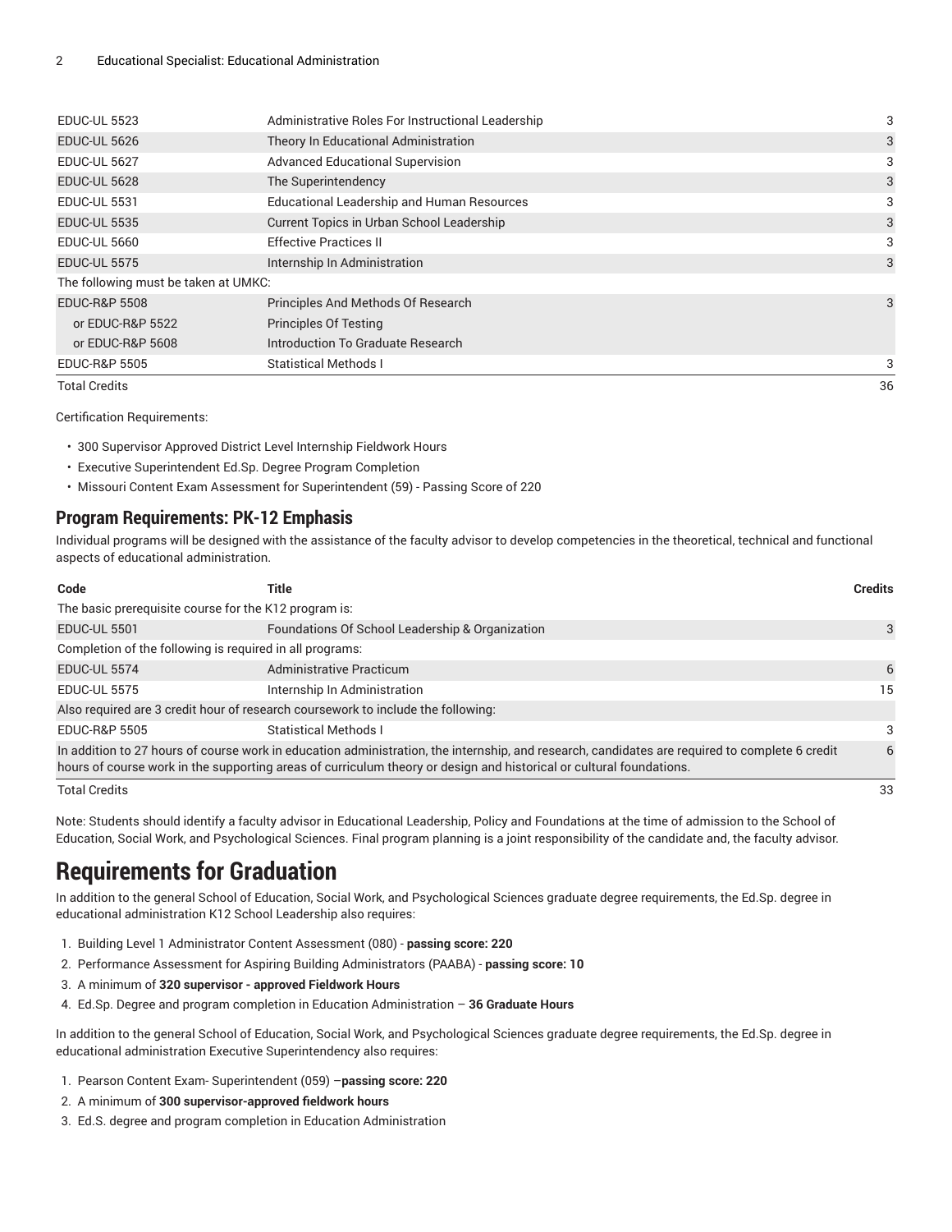| | | |
|---|---|---|
| EDUC-UL 5523 | Administrative Roles For Instructional Leadership | 3 |
| EDUC-UL 5626 | Theory In Educational Administration | 3 |
| EDUC-UL 5627 | Advanced Educational Supervision | 3 |
| EDUC-UL 5628 | The Superintendency | 3 |
| EDUC-UL 5531 | Educational Leadership and Human Resources | 3 |
| EDUC-UL 5535 | Current Topics in Urban School Leadership | 3 |
| EDUC-UL 5660 | Effective Practices II | 3 |
| EDUC-UL 5575 | Internship In Administration | 3 |
| The following must be taken at UMKC: | | |
| EDUC-R&P 5508 | Principles And Methods Of Research | 3 |
| or EDUC-R&P 5522 | Principles Of Testing | |
| or EDUC-R&P 5608 | Introduction To Graduate Research | |
| EDUC-R&P 5505 | Statistical Methods I | 3 |
| Total Credits | | 36 |

Certification Requirements:

- 300 Supervisor Approved District Level Internship Fieldwork Hours
- Executive Superintendent Ed.Sp. Degree Program Completion
- Missouri Content Exam Assessment for Superintendent (59) - Passing Score of 220

## Program Requirements: PK-12 Emphasis

Individual programs will be designed with the assistance of the faculty advisor to develop competencies in the theoretical, technical and functional aspects of educational administration.

| Code | Title | Credits |
|---|---|---|
| The basic prerequisite course for the K12 program is: | | |
| EDUC-UL 5501 | Foundations Of School Leadership & Organization | 3 |
| Completion of the following is required in all programs: | | |
| EDUC-UL 5574 | Administrative Practicum | 6 |
| EDUC-UL 5575 | Internship In Administration | 15 |
| Also required are 3 credit hour of research coursework to include the following: | | |
| EDUC-R&P 5505 | Statistical Methods I | 3 |
| In addition to 27 hours of course work in education administration, the internship, and research, candidates are required to complete 6 credit hours of course work in the supporting areas of curriculum theory or design and historical or cultural foundations. | | 6 |
| Total Credits | | 33 |

Note: Students should identify a faculty advisor in Educational Leadership, Policy and Foundations at the time of admission to the School of Education, Social Work, and Psychological Sciences. Final program planning is a joint responsibility of the candidate and, the faculty advisor.

# Requirements for Graduation

In addition to the general School of Education, Social Work, and Psychological Sciences graduate degree requirements, the Ed.Sp. degree in educational administration K12 School Leadership also requires:

1. Building Level 1 Administrator Content Assessment (080) - **passing score: 220**
2. Performance Assessment for Aspiring Building Administrators (PAABA) - **passing score: 10**
3. A minimum of **320 supervisor - approved Fieldwork Hours**
4. Ed.Sp. Degree and program completion in Education Administration – **36 Graduate Hours**

In addition to the general School of Education, Social Work, and Psychological Sciences graduate degree requirements, the Ed.Sp. degree in educational administration Executive Superintendency also requires:

1. Pearson Content Exam- Superintendent (059) –**passing score: 220**
2. A minimum of **300 supervisor-approved fieldwork hours**
3. Ed.S. degree and program completion in Education Administration